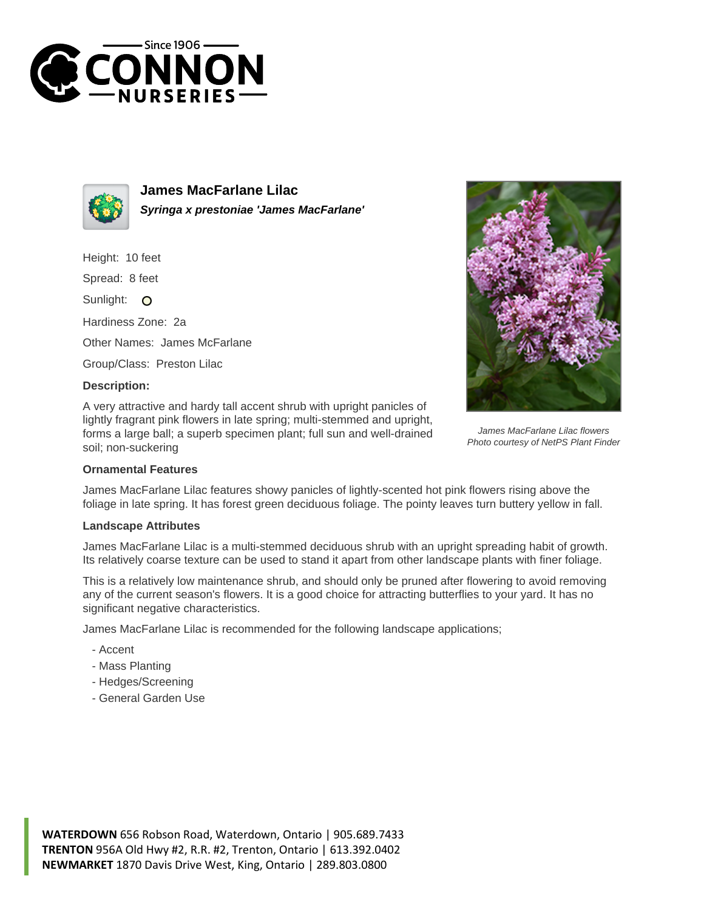# James MacFarlane Lilac

***Syringa x prestoniae 'James MacFarlane'***

Height: 10 feet

Spread: 8 feet

Sunlight: O

Hardiness Zone: 2a

Other Names: James McFarlane

Group/Class: Preston Lilac

### Description:

A very attractive and hardy tall accent shrub with upright panicles of lightly fragrant pink flowers in late spring; multi-stemmed and upright, forms a large ball; a superb specimen plant; full sun and well-drained soil; non-suckering

*James MacFarlane Lilac flowers*
*Photo courtesy of NetPS Plant Finder*

### Ornamental Features

James MacFarlane Lilac features showy panicles of lightly-scented hot pink flowers rising above the foliage in late spring. It has forest green deciduous foliage. The pointy leaves turn buttery yellow in fall.

### Landscape Attributes

James MacFarlane Lilac is a multi-stemmed deciduous shrub with an upright spreading habit of growth. Its relatively coarse texture can be used to stand it apart from other landscape plants with finer foliage.

This is a relatively low maintenance shrub, and should only be pruned after flowering to avoid removing any of the current season's flowers. It is a good choice for attracting butterflies to your yard. It has no significant negative characteristics.

James MacFarlane Lilac is recommended for the following landscape applications;

- Accent
- Mass Planting
- Hedges/Screening
- General Garden Use

**WATERDOWN** 656 Robson Road, Waterdown, Ontario | 905.689.7433
**TRENTON** 956A Old Hwy #2, R.R. #2, Trenton, Ontario | 613.392.0402
**NEWMARKET** 1870 Davis Drive West, King, Ontario | 289.803.0800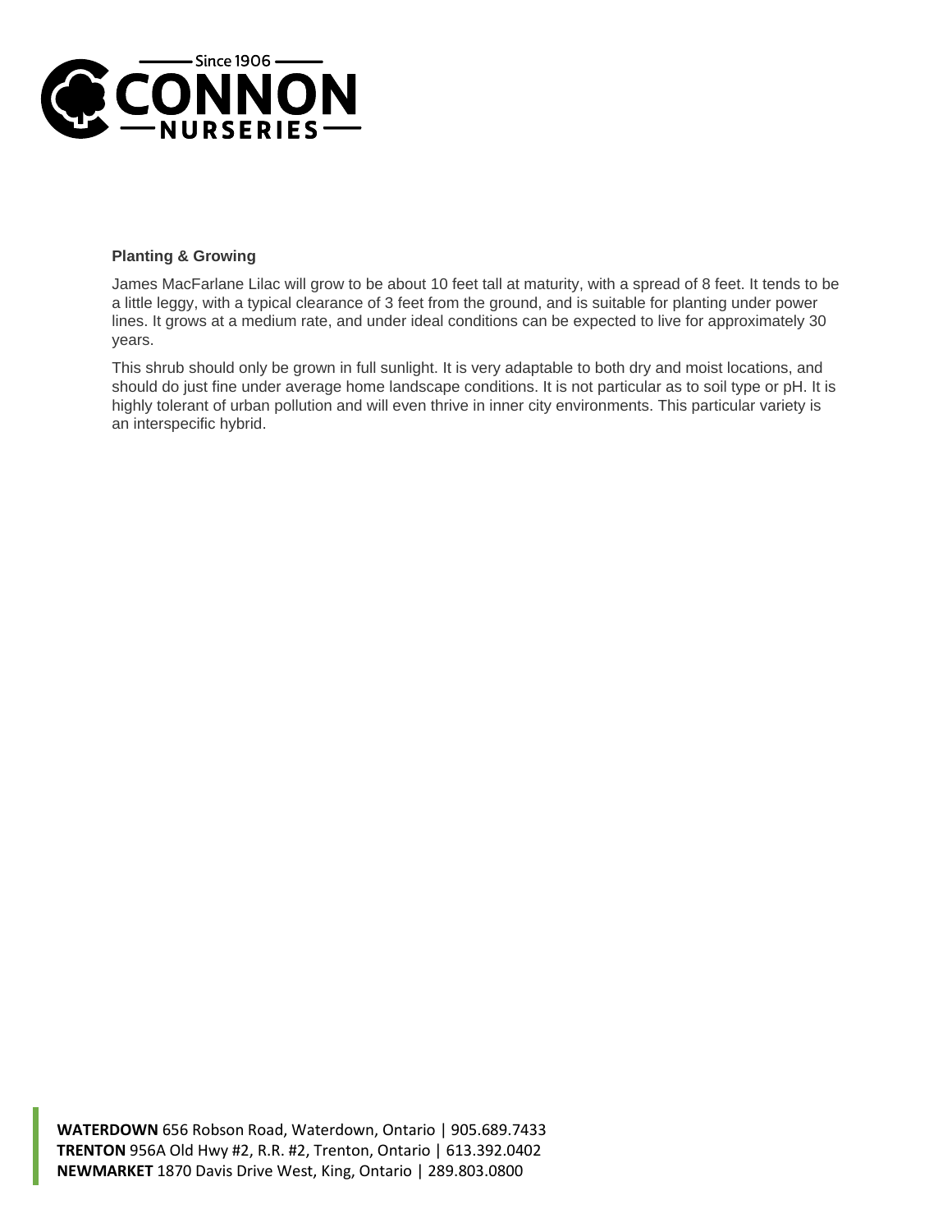### Planting & Growing

James MacFarlane Lilac will grow to be about 10 feet tall at maturity, with a spread of 8 feet. It tends to be a little leggy, with a typical clearance of 3 feet from the ground, and is suitable for planting under power lines. It grows at a medium rate, and under ideal conditions can be expected to live for approximately 30 years.

This shrub should only be grown in full sunlight. It is very adaptable to both dry and moist locations, and should do just fine under average home landscape conditions. It is not particular as to soil type or pH. It is highly tolerant of urban pollution and will even thrive in inner city environments. This particular variety is an interspecific hybrid.

**WATERDOWN** 656 Robson Road, Waterdown, Ontario | 905.689.7433
**TRENTON** 956A Old Hwy #2, R.R. #2, Trenton, Ontario | 613.392.0402
**NEWMARKET** 1870 Davis Drive West, King, Ontario | 289.803.0800